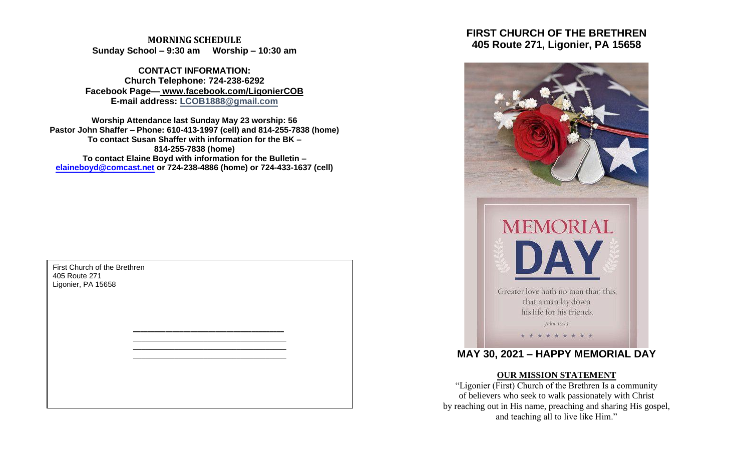**MORNING SCHEDULE**
**Sunday School – 9:30 am Worship – 10:30 am**

**CONTACT INFORMATION:**
**Church Telephone: 724-238-6292**
**Facebook Page— www.facebook.com/LigonierCOB**
**E-mail address: LCOB1888@gmail.com**

**Worship Attendance last Sunday May 23 worship: 56**
**Pastor John Shaffer – Phone: 610-413-1997 (cell) and 814-255-7838 (home)**
**To contact Susan Shaffer with information for the BK – 814-255-7838 (home)**
**To contact Elaine Boyd with information for the Bulletin – elaineboyd@comcast.net or 724-238-4886 (home) or 724-433-1637 (cell)**

First Church of the Brethren
405 Route 271
Ligonier, PA 15658

________________________________
________________________________
________________________________
________________________________

# FIRST CHURCH OF THE BRETHREN
## 405 Route 271, Ligonier, PA 15658

MEMORIAL DAY

Greater love hath no man than this, that a man lay down his life for his friends.

*John 15:13*

## MAY 30, 2021 – HAPPY MEMORIAL DAY

**OUR MISSION STATEMENT**

"Ligonier (First) Church of the Brethren Is a community of believers who seek to walk passionately with Christ by reaching out in His name, preaching and sharing His gospel, and teaching all to live like Him."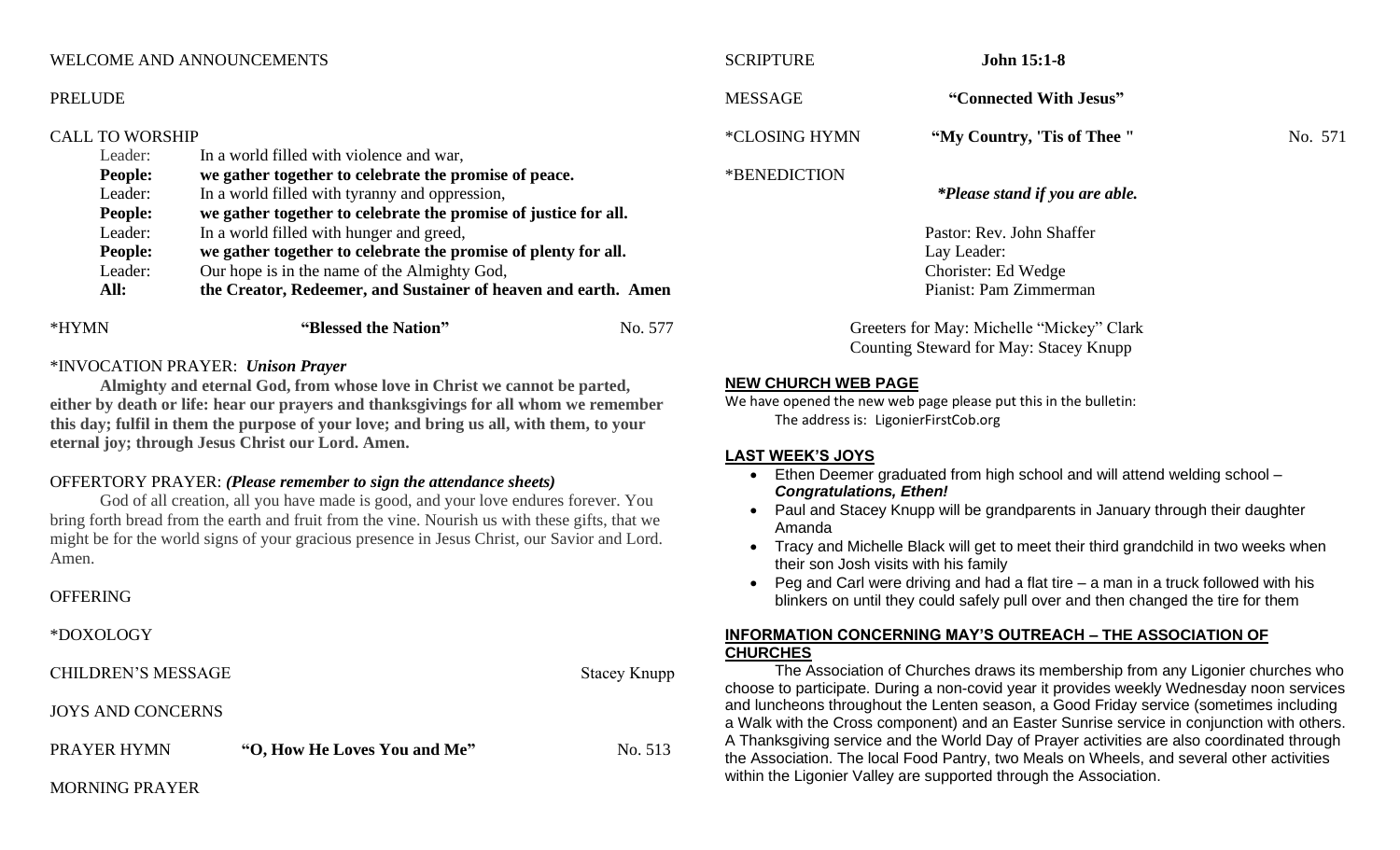WELCOME AND ANNOUNCEMENTS

PRELUDE

CALL TO WORSHIP

| | |
|---|---|
| Leader: | In a world filled with violence and war, |
| **People:** | **we gather together to celebrate the promise of peace.** |
| Leader: | In a world filled with tyranny and oppression, |
| **People:** | **we gather together to celebrate the promise of justice for all.** |
| Leader: | In a world filled with hunger and greed, |
| **People:** | **we gather together to celebrate the promise of plenty for all.** |
| Leader: | Our hope is in the name of the Almighty God, |
| **All:** | **the Creator, Redeemer, and Sustainer of heaven and earth. Amen** |

*HYMN **"Blessed the Nation"** No. 577

*INVOCATION PRAYER: ***Unison Prayer***

**Almighty and eternal God, from whose love in Christ we cannot be parted, either by death or life: hear our prayers and thanksgivings for all whom we remember this day; fulfil in them the purpose of your love; and bring us all, with them, to your eternal joy; through Jesus Christ our Lord. Amen.**

OFFERTORY PRAYER: ***(Please remember to sign the attendance sheets)***

God of all creation, all you have made is good, and your love endures forever. You bring forth bread from the earth and fruit from the vine. Nourish us with these gifts, that we might be for the world signs of your gracious presence in Jesus Christ, our Savior and Lord. Amen.

OFFERING

*DOXOLOGY

CHILDREN'S MESSAGE Stacey Knupp

JOYS AND CONCERNS

PRAYER HYMN **"O, How He Loves You and Me"** No. 513

MORNING PRAYER

SCRIPTURE **John 15:1-8**

MESSAGE **"Connected With Jesus"**

*CLOSING HYMN **"My Country, 'Tis of Thee "** No. 571

*BENEDICTION

****Please stand if you are able.***

Pastor: Rev. John Shaffer
Lay Leader:
Chorister: Ed Wedge
Pianist: Pam Zimmerman

Greeters for May: Michelle "Mickey" Clark
Counting Steward for May: Stacey Knupp

## NEW CHURCH WEB PAGE

We have opened the new web page please put this in the bulletin:
The address is: LigonierFirstCob.org

## LAST WEEK'S JOYS

- Ethen Deemer graduated from high school and will attend welding school – ***Congratulations, Ethen!***
- Paul and Stacey Knupp will be grandparents in January through their daughter Amanda
- Tracy and Michelle Black will get to meet their third grandchild in two weeks when their son Josh visits with his family
- Peg and Carl were driving and had a flat tire – a man in a truck followed with his blinkers on until they could safely pull over and then changed the tire for them

## INFORMATION CONCERNING MAY'S OUTREACH – THE ASSOCIATION OF CHURCHES

The Association of Churches draws its membership from any Ligonier churches who choose to participate. During a non-covid year it provides weekly Wednesday noon services and luncheons throughout the Lenten season, a Good Friday service (sometimes including a Walk with the Cross component) and an Easter Sunrise service in conjunction with others. A Thanksgiving service and the World Day of Prayer activities are also coordinated through the Association. The local Food Pantry, two Meals on Wheels, and several other activities within the Ligonier Valley are supported through the Association.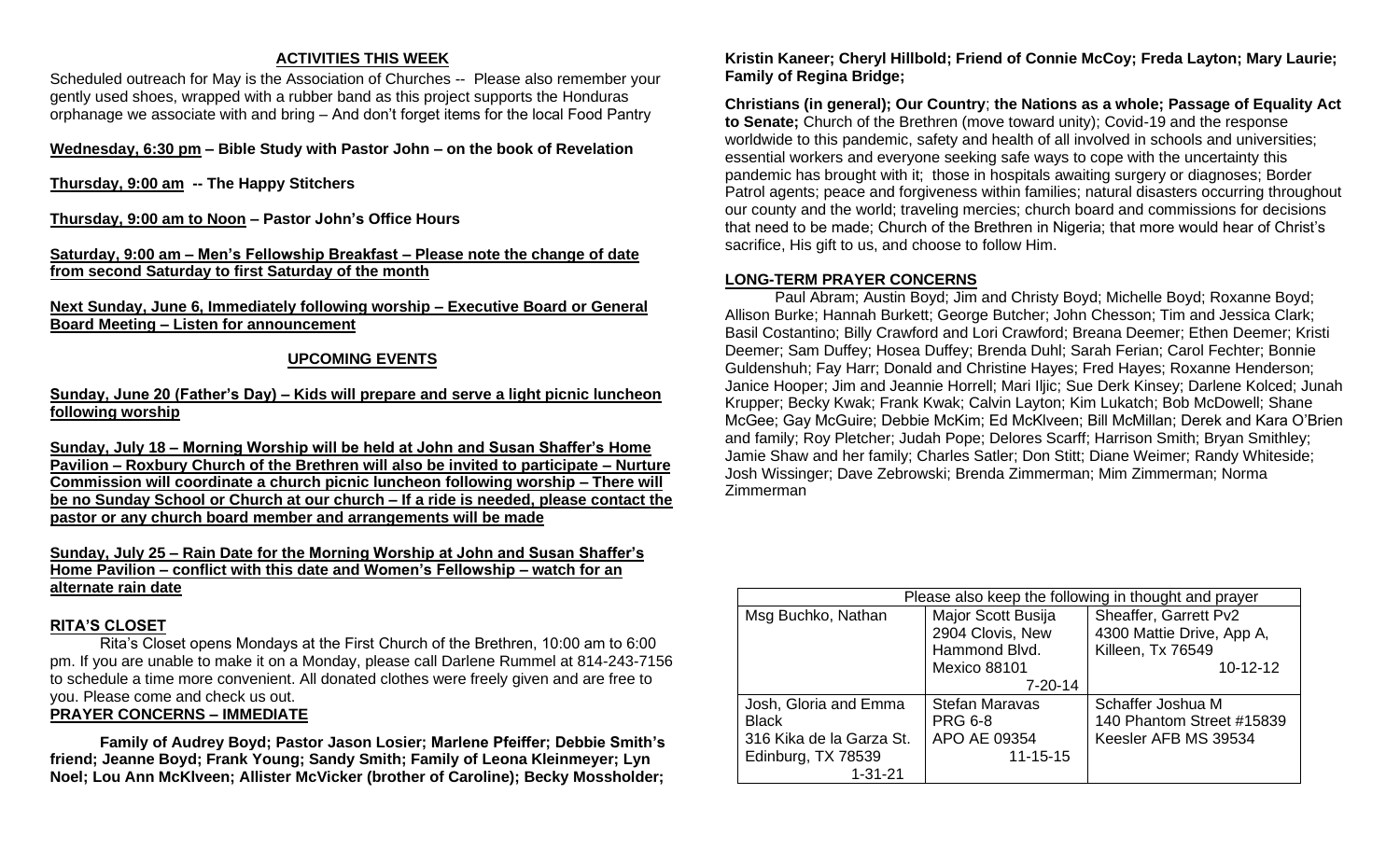## ACTIVITIES THIS WEEK

Scheduled outreach for May is the Association of Churches -- Please also remember your gently used shoes, wrapped with a rubber band as this project supports the Honduras orphanage we associate with and bring – And don't forget items for the local Food Pantry

**Wednesday, 6:30 pm – Bible Study with Pastor John – on the book of Revelation**

**Thursday, 9:00 am -- The Happy Stitchers**

**Thursday, 9:00 am to Noon – Pastor John's Office Hours**

**Saturday, 9:00 am – Men's Fellowship Breakfast – Please note the change of date from second Saturday to first Saturday of the month**

**Next Sunday, June 6, Immediately following worship – Executive Board or General Board Meeting – Listen for announcement**

## UPCOMING EVENTS

**Sunday, June 20 (Father's Day) – Kids will prepare and serve a light picnic luncheon following worship**

**Sunday, July 18 – Morning Worship will be held at John and Susan Shaffer's Home Pavilion – Roxbury Church of the Brethren will also be invited to participate – Nurture Commission will coordinate a church picnic luncheon following worship – There will be no Sunday School or Church at our church – If a ride is needed, please contact the pastor or any church board member and arrangements will be made**

**Sunday, July 25 – Rain Date for the Morning Worship at John and Susan Shaffer's Home Pavilion – conflict with this date and Women's Fellowship – watch for an alternate rain date**

## RITA'S CLOSET

Rita's Closet opens Mondays at the First Church of the Brethren, 10:00 am to 6:00 pm. If you are unable to make it on a Monday, please call Darlene Rummel at 814-243-7156 to schedule a time more convenient. All donated clothes were freely given and are free to you. Please come and check us out.

## PRAYER CONCERNS – IMMEDIATE

**Family of Audrey Boyd; Pastor Jason Losier; Marlene Pfeiffer; Debbie Smith's friend; Jeanne Boyd; Frank Young; Sandy Smith; Family of Leona Kleinmeyer; Lyn Noel; Lou Ann McKlveen; Allister McVicker (brother of Caroline); Becky Mossholder; Kristin Kaneer; Cheryl Hillbold; Friend of Connie McCoy; Freda Layton; Mary Laurie; Family of Regina Bridge;**

**Christians (in general); Our Country**; **the Nations as a whole; Passage of Equality Act to Senate;** Church of the Brethren (move toward unity); Covid-19 and the response worldwide to this pandemic, safety and health of all involved in schools and universities; essential workers and everyone seeking safe ways to cope with the uncertainty this pandemic has brought with it; those in hospitals awaiting surgery or diagnoses; Border Patrol agents; peace and forgiveness within families; natural disasters occurring throughout our county and the world; traveling mercies; church board and commissions for decisions that need to be made; Church of the Brethren in Nigeria; that more would hear of Christ's sacrifice, His gift to us, and choose to follow Him.

## LONG-TERM PRAYER CONCERNS

Paul Abram; Austin Boyd; Jim and Christy Boyd; Michelle Boyd; Roxanne Boyd; Allison Burke; Hannah Burkett; George Butcher; John Chesson; Tim and Jessica Clark; Basil Costantino; Billy Crawford and Lori Crawford; Breana Deemer; Ethen Deemer; Kristi Deemer; Sam Duffey; Hosea Duffey; Brenda Duhl; Sarah Ferian; Carol Fechter; Bonnie Guldenshuh; Fay Harr; Donald and Christine Hayes; Fred Hayes; Roxanne Henderson; Janice Hooper; Jim and Jeannie Horrell; Mari Iljic; Sue Derk Kinsey; Darlene Kolced; Junah Krupper; Becky Kwak; Frank Kwak; Calvin Layton; Kim Lukatch; Bob McDowell; Shane McGee; Gay McGuire; Debbie McKim; Ed McKlveen; Bill McMillan; Derek and Kara O'Brien and family; Roy Pletcher; Judah Pope; Delores Scarff; Harrison Smith; Bryan Smithley; Jamie Shaw and her family; Charles Satler; Don Stitt; Diane Weimer; Randy Whiteside; Josh Wissinger; Dave Zebrowski; Brenda Zimmerman; Mim Zimmerman; Norma Zimmerman

| Please also keep the following in thought and prayer | | |
|---|---|---|
| Msg Buchko, Nathan | Major Scott Busija<br>2904 Clovis, New Hammond Blvd.<br>Mexico 88101<br>7-20-14 | Sheaffer, Garrett Pv2<br>4300 Mattie Drive, App A,<br>Killeen, Tx 76549<br>10-12-12 |
| Josh, Gloria and Emma Black<br>316 Kika de la Garza St.<br>Edinburg, TX 78539<br>1-31-21 | Stefan Maravas<br>PRG 6-8<br>APO AE 09354<br>11-15-15 | Schaffer Joshua M<br>140 Phantom Street #15839<br>Keesler AFB MS 39534 |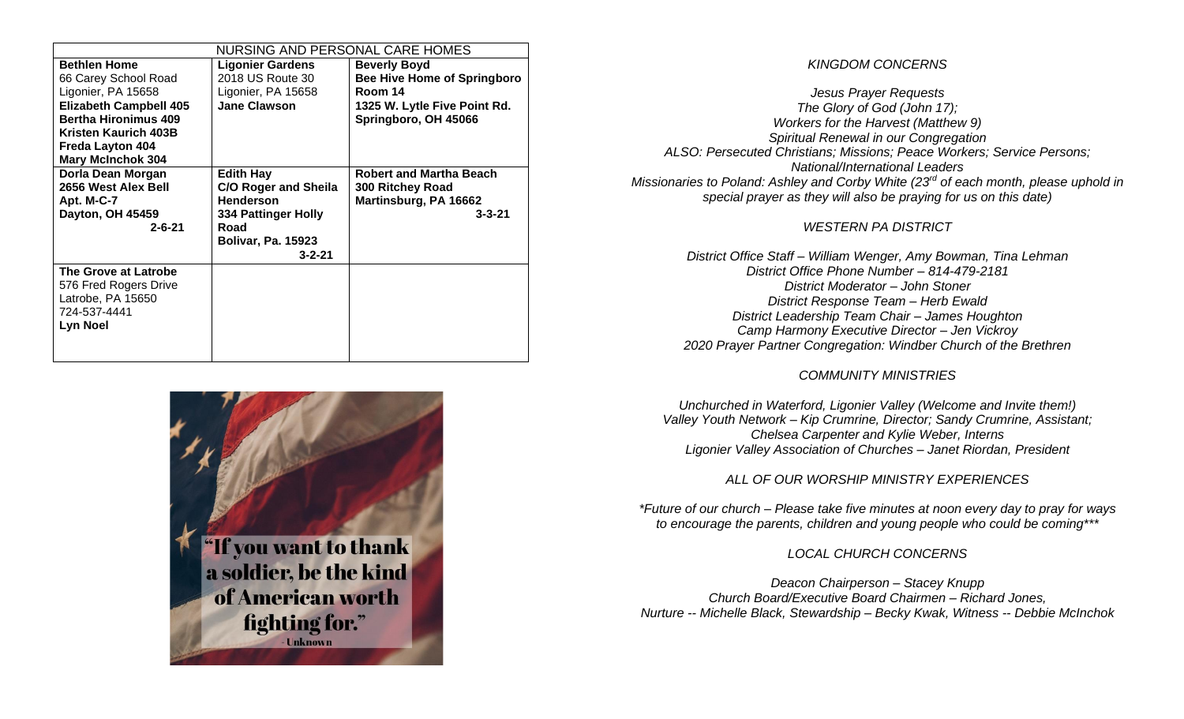| NURSING AND PERSONAL CARE HOMES | | |
|---|---|---|
| **Bethlen Home**<br>66 Carey School Road<br>Ligonier, PA 15658<br>**Elizabeth Campbell 405**<br>**Bertha Hironimus 409**<br>**Kristen Kaurich 403B**<br>**Freda Layton 404**<br>**Mary McInchok 304** | **Ligonier Gardens**<br>2018 US Route 30<br>Ligonier, PA 15658<br>**Jane Clawson** | **Beverly Boyd**<br>**Bee Hive Home of Springboro**<br>**Room 14**<br>**1325 W. Lytle Five Point Rd.**<br>**Springboro, OH 45066** |
| **Dorla Dean Morgan**<br>**2656 West Alex Bell**<br>**Apt. M-C-7**<br>**Dayton, OH 45459**<br>**2-6-21** | **Edith Hay**<br>**C/O Roger and Sheila Henderson**<br>**334 Pattinger Holly Road**<br>**Bolivar, Pa. 15923**<br>**3-2-21** | **Robert and Martha Beach**<br>**300 Ritchey Road**<br>**Martinsburg, PA 16662**<br>**3-3-21** |
| **The Grove at Latrobe**<br>576 Fred Rogers Drive<br>Latrobe, PA 15650<br>724-537-4441<br>**Lyn Noel** | | |

"If you want to thank a soldier, be the kind of American worth fighting for."
- Unknown

*KINGDOM CONCERNS*

*Jesus Prayer Requests*
*The Glory of God (John 17);*
*Workers for the Harvest (Matthew 9)*
*Spiritual Renewal in our Congregation*
*ALSO: Persecuted Christians; Missions; Peace Workers; Service Persons; National/International Leaders*
*Missionaries to Poland: Ashley and Corby White (23rd of each month, please uphold in special prayer as they will also be praying for us on this date)*

*WESTERN PA DISTRICT*

*District Office Staff – William Wenger, Amy Bowman, Tina Lehman*
*District Office Phone Number – 814-479-2181*
*District Moderator – John Stoner*
*District Response Team – Herb Ewald*
*District Leadership Team Chair – James Houghton*
*Camp Harmony Executive Director – Jen Vickroy*
*2020 Prayer Partner Congregation: Windber Church of the Brethren*

*COMMUNITY MINISTRIES*

*Unchurched in Waterford, Ligonier Valley (Welcome and Invite them!)*
*Valley Youth Network – Kip Crumrine, Director; Sandy Crumrine, Assistant; Chelsea Carpenter and Kylie Weber, Interns*
*Ligonier Valley Association of Churches – Janet Riordan, President*

*ALL OF OUR WORSHIP MINISTRY EXPERIENCES*

*\*Future of our church – Please take five minutes at noon every day to pray for ways to encourage the parents, children and young people who could be coming\*\*\**

*LOCAL CHURCH CONCERNS*

*Deacon Chairperson – Stacey Knupp*
*Church Board/Executive Board Chairmen – Richard Jones,*
*Nurture -- Michelle Black, Stewardship – Becky Kwak, Witness -- Debbie McInchok*